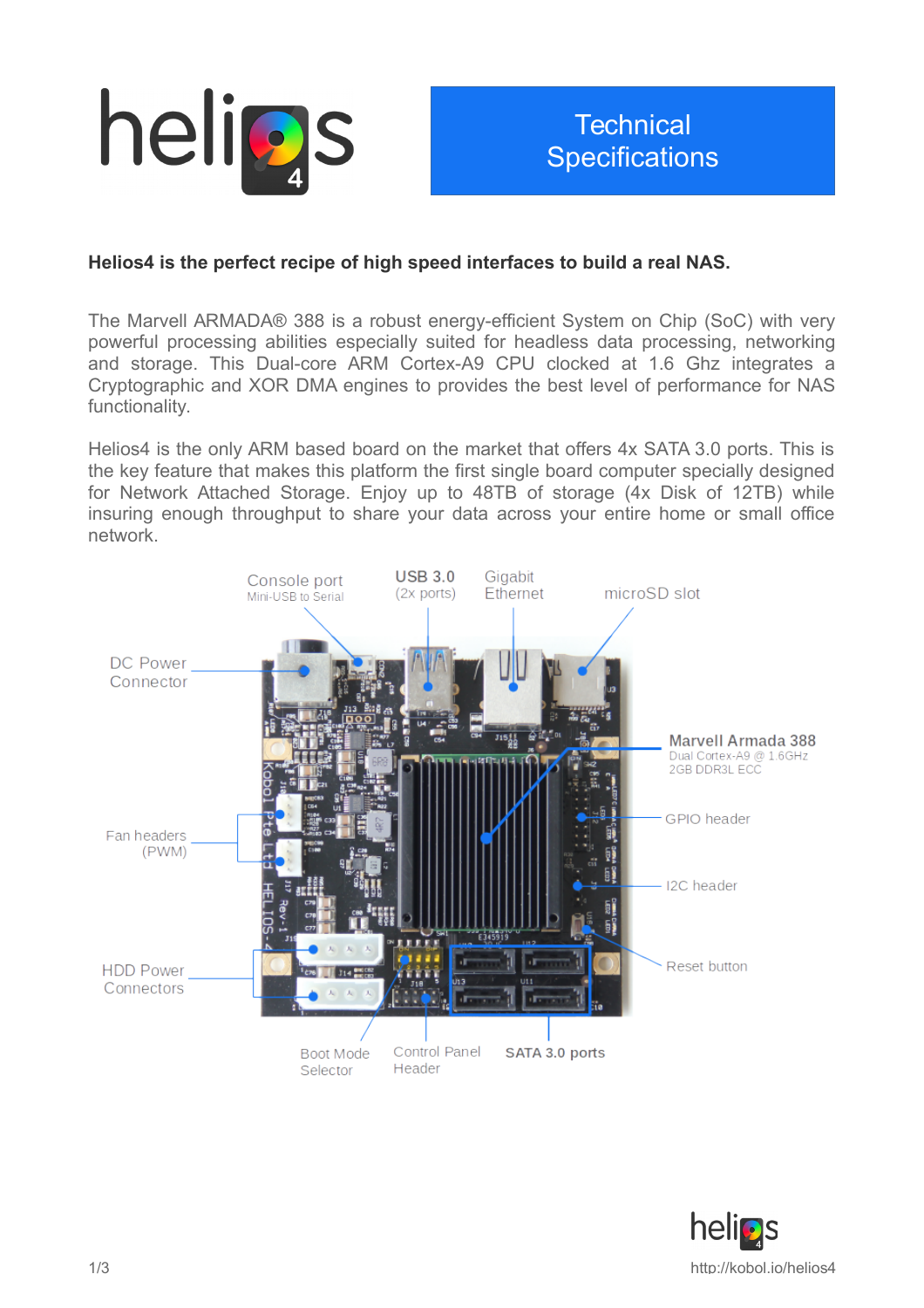# Technical Specifications

**Helios4 is the perfect recipe of high speed interfaces to build a real NAS.**

The Marvell ARMADA® 388 is a robust energy-efficient System on Chip (SoC) with very powerful processing abilities especially suited for headless data processing, networking and storage. This Dual-core ARM Cortex-A9 CPU clocked at 1.6 Ghz integrates a Cryptographic and XOR DMA engines to provides the best level of performance for NAS functionality.

Helios4 is the only ARM based board on the market that offers 4x SATA 3.0 ports. This is the key feature that makes this platform the first single board computer specially designed for Network Attached Storage. Enjoy up to 48TB of storage (4x Disk of 12TB) while insuring enough throughput to share your data across your entire home or small office network.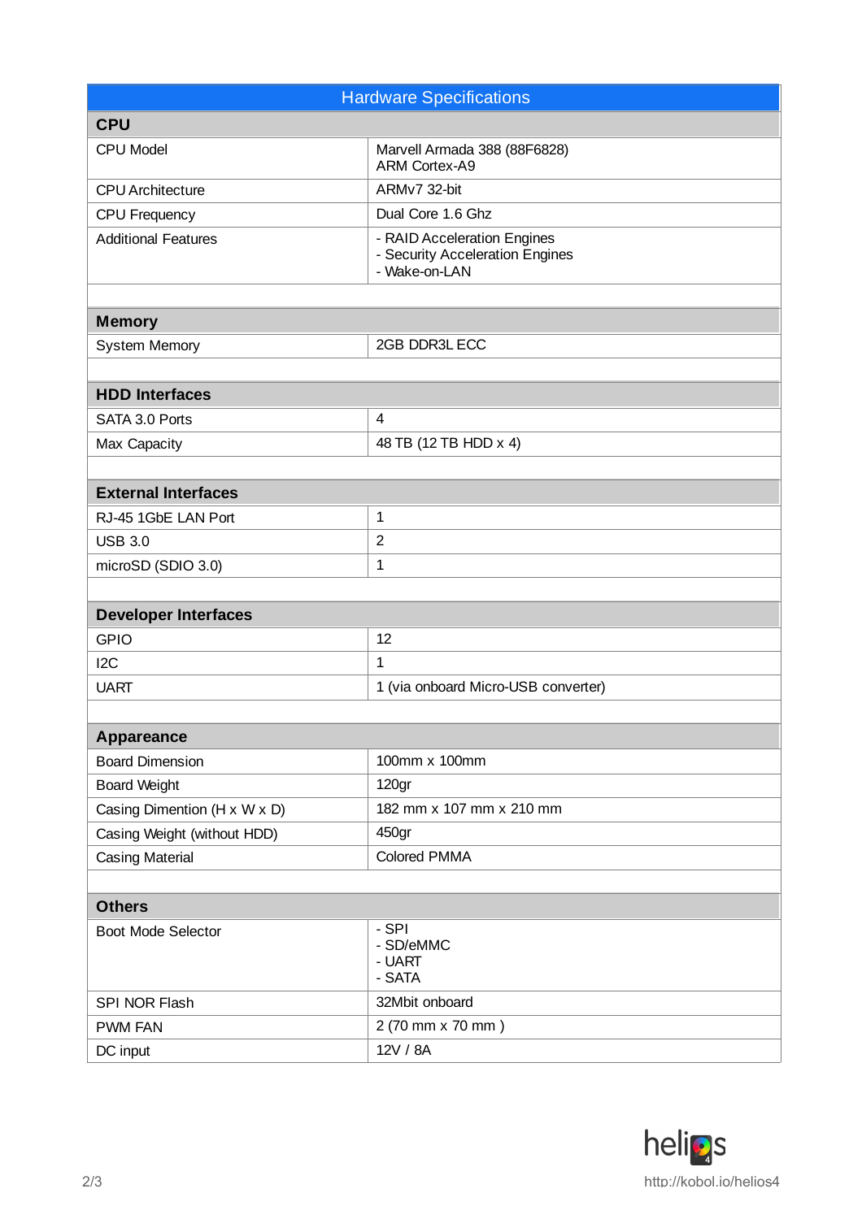| Hardware Specifications | |
|---|---|
| **CPU** | |
| CPU Model | Marvell Armada 388 (88F6828)<br>ARM Cortex-A9 |
| CPU Architecture | ARMv7 32-bit |
| CPU Frequency | Dual Core 1.6 Ghz |
| Additional Features | - RAID Acceleration Engines<br>- Security Acceleration Engines<br>- Wake-on-LAN |
| | |
| **Memory** | |
| System Memory | 2GB DDR3L ECC |
| | |
| **HDD Interfaces** | |
| SATA 3.0 Ports | 4 |
| Max Capacity | 48 TB (12 TB HDD x 4) |
| | |
| **External Interfaces** | |
| RJ-45 1GbE LAN Port | 1 |
| USB 3.0 | 2 |
| microSD (SDIO 3.0) | 1 |
| | |
| **Developer Interfaces** | |
| GPIO | 12 |
| I2C | 1 |
| UART | 1 (via onboard Micro-USB converter) |
| | |
| **Apparaence** | |
| Board Dimension | 100mm x 100mm |
| Board Weight | 120gr |
| Casing Dimention (H x W x D) | 182 mm x 107 mm x 210 mm |
| Casing Weight (without HDD) | 450gr |
| Casing Material | Colored PMMA |
| | |
| **Others** | |
| Boot Mode Selector | - SPI<br>- SD/eMMC<br>- UART<br>- SATA |
| SPI NOR Flash | 32Mbit onboard |
| PWM FAN | 2 (70 mm x 70 mm ) |
| DC input | 12V / 8A |

helios4

http://kobol.io/helios4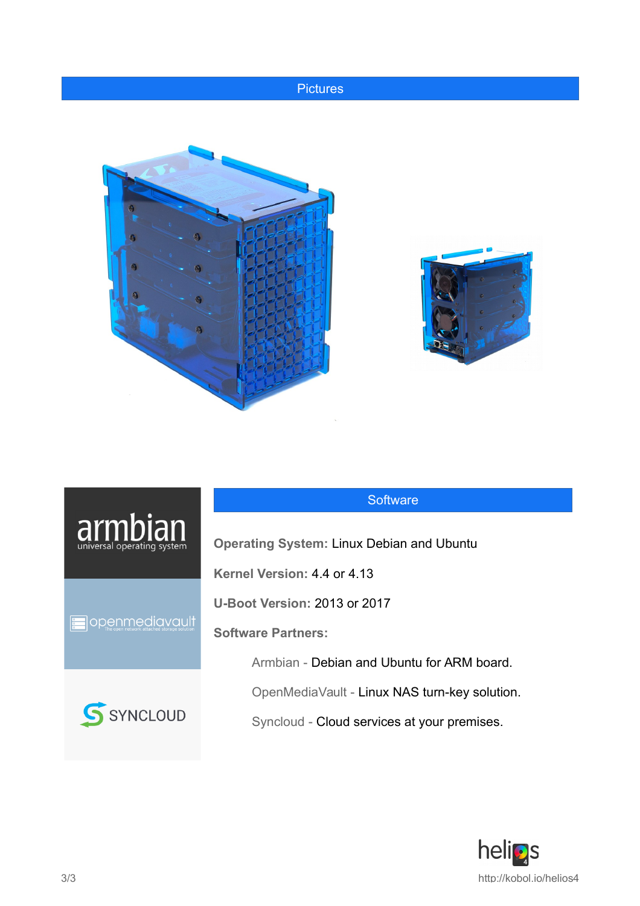## Pictures

## Software

**Operating System:** Linux Debian and Ubuntu

**Kernel Version:** 4.4 or 4.13

**U-Boot Version:** 2013 or 2017

**Software Partners:**

Armbian - Debian and Ubuntu for ARM board.

OpenMediaVault - Linux NAS turn-key solution.

Syncloud - Cloud services at your premises.

http://kobol.io/helios4